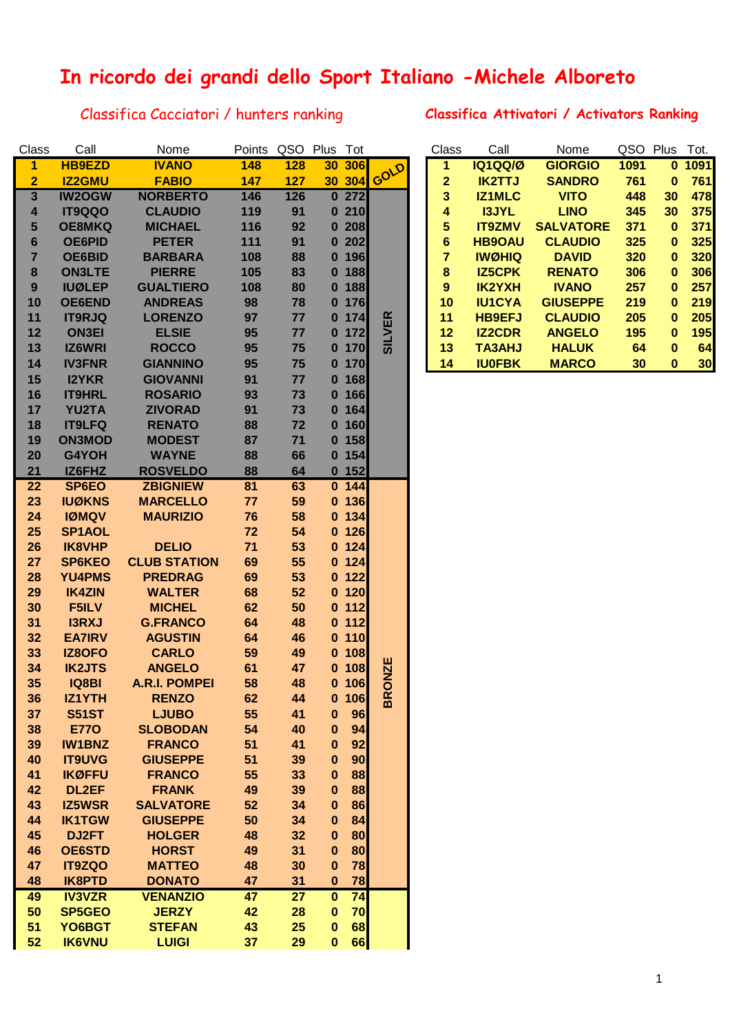# In ricordo dei grandi dello Sport Italiano -Michele Alboreto

## Classifica Cacciatori / hunters ranking

| Class | Call | Nome | Points | QSO | Plus | Tot | |
|---|---|---|---|---|---|---|---|
| 1 | HB9EZD | IVANO | 148 | 128 | 30 | 306 | GOLD |
| 2 | IZ2GMU | FABIO | 147 | 127 | 30 | 304 | |
| 3 | IW2OGW | NORBERTO | 146 | 126 | 0 | 272 | SILVER |
| 4 | IT9QQO | CLAUDIO | 119 | 91 | 0 | 210 | |
| 5 | OE8MKQ | MICHAEL | 116 | 92 | 0 | 208 | |
| 6 | OE6PID | PETER | 111 | 91 | 0 | 202 | |
| 7 | OE6BID | BARBARA | 108 | 88 | 0 | 196 | |
| 8 | ON3LTE | PIERRE | 105 | 83 | 0 | 188 | |
| 9 | IUØLEP | GUALTIERO | 108 | 80 | 0 | 188 | |
| 10 | OE6END | ANDREAS | 98 | 78 | 0 | 176 | |
| 11 | IT9RJQ | LORENZO | 97 | 77 | 0 | 174 | |
| 12 | ON3EI | ELSIE | 95 | 77 | 0 | 172 | |
| 13 | IZ6WRI | ROCCO | 95 | 75 | 0 | 170 | |
| 14 | IV3FNR | GIANNINO | 95 | 75 | 0 | 170 | |
| 15 | I2YKR | GIOVANNI | 91 | 77 | 0 | 168 | |
| 16 | IT9HRL | ROSARIO | 93 | 73 | 0 | 166 | |
| 17 | YU2TA | ZIVORAD | 91 | 73 | 0 | 164 | |
| 18 | IT9LFQ | RENATO | 88 | 72 | 0 | 160 | |
| 19 | ON3MOD | MODEST | 87 | 71 | 0 | 158 | |
| 20 | G4YOH | WAYNE | 88 | 66 | 0 | 154 | |
| 21 | IZ6FHZ | ROSVELDO | 88 | 64 | 0 | 152 | |
| 22 | SP6EO | ZBIGNIEW | 81 | 63 | 0 | 144 | BRONZE |
| 23 | IUØKNS | MARCELLO | 77 | 59 | 0 | 136 | |
| 24 | IØMQV | MAURIZIO | 76 | 58 | 0 | 134 | |
| 25 | SP1AOL | | 72 | 54 | 0 | 126 | |
| 26 | IK8VHP | DELIO | 71 | 53 | 0 | 124 | |
| 27 | SP6KEO | CLUB STATION | 69 | 55 | 0 | 124 | |
| 28 | YU4PMS | PREDRAG | 69 | 53 | 0 | 122 | |
| 29 | IK4ZIN | WALTER | 68 | 52 | 0 | 120 | |
| 30 | F5ILV | MICHEL | 62 | 50 | 0 | 112 | |
| 31 | I3RXJ | G.FRANCO | 64 | 48 | 0 | 112 | |
| 32 | EA7IRV | AGUSTIN | 64 | 46 | 0 | 110 | |
| 33 | IZ8OFO | CARLO | 59 | 49 | 0 | 108 | |
| 34 | IK2JTS | ANGELO | 61 | 47 | 0 | 108 | |
| 35 | IQ8BI | A.R.I. POMPEI | 58 | 48 | 0 | 106 | |
| 36 | IZ1YTH | RENZO | 62 | 44 | 0 | 106 | |
| 37 | S51ST | LJUBO | 55 | 41 | 0 | 96 | |
| 38 | E77O | SLOBODAN | 54 | 40 | 0 | 94 | |
| 39 | IW1BNZ | FRANCO | 51 | 41 | 0 | 92 | |
| 40 | IT9UVG | GIUSEPPE | 51 | 39 | 0 | 90 | |
| 41 | IKØFFU | FRANCO | 55 | 33 | 0 | 88 | |
| 42 | DL2EF | FRANK | 49 | 39 | 0 | 88 | |
| 43 | IZ5WSR | SALVATORE | 52 | 34 | 0 | 86 | |
| 44 | IK1TGW | GIUSEPPE | 50 | 34 | 0 | 84 | |
| 45 | DJ2FT | HOLGER | 48 | 32 | 0 | 80 | |
| 46 | OE6STD | HORST | 49 | 31 | 0 | 80 | |
| 47 | IT9ZQO | MATTEO | 48 | 30 | 0 | 78 | |
| 48 | IK8PTD | DONATO | 47 | 31 | 0 | 78 | |
| 49 | IV3VZR | VENANZIO | 47 | 27 | 0 | 74 | |
| 50 | SP5GEO | JERZY | 42 | 28 | 0 | 70 | |
| 51 | YO6BGT | STEFAN | 43 | 25 | 0 | 68 | |
| 52 | IK6VNU | LUIGI | 37 | 29 | 0 | 66 | |

## Classifica Attivatori / Activators Ranking

| Class | Call | Nome | QSO | Plus | Tot. |
|---|---|---|---|---|---|
| 1 | IQ1QQ/Ø | GIORGIO | 1091 | 0 | 1091 |
| 2 | IK2TTJ | SANDRO | 761 | 0 | 761 |
| 3 | IZ1MLC | VITO | 448 | 30 | 478 |
| 4 | I3JYL | LINO | 345 | 30 | 375 |
| 5 | IT9ZMV | SALVATORE | 371 | 0 | 371 |
| 6 | HB9OAU | CLAUDIO | 325 | 0 | 325 |
| 7 | IWØHIQ | DAVID | 320 | 0 | 320 |
| 8 | IZ5CPK | RENATO | 306 | 0 | 306 |
| 9 | IK2YXH | IVANO | 257 | 0 | 257 |
| 10 | IU1CYA | GIUSEPPE | 219 | 0 | 219 |
| 11 | HB9EFJ | CLAUDIO | 205 | 0 | 205 |
| 12 | IZ2CDR | ANGELO | 195 | 0 | 195 |
| 13 | TA3AHJ | HALUK | 64 | 0 | 64 |
| 14 | IU0FBK | MARCO | 30 | 0 | 30 |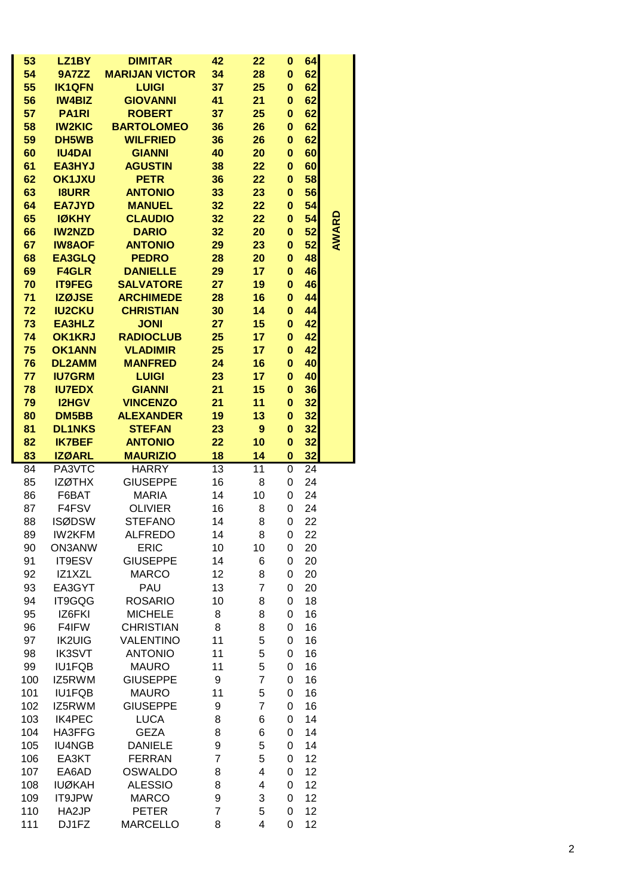| | | | | | | | |
|---|---|---|---|---|---|---|---|
| **53** | **LZ1BY** | **DIMITAR** | **42** | **22** | **0** | **64** | **AWARD** |
| **54** | **9A7ZZ** | **MARIJAN VICTOR** | **34** | **28** | **0** | **62** | |
| **55** | **IK1QFN** | **LUIGI** | **37** | **25** | **0** | **62** | |
| **56** | **IW4BIZ** | **GIOVANNI** | **41** | **21** | **0** | **62** | |
| **57** | **PA1RI** | **ROBERT** | **37** | **25** | **0** | **62** | |
| **58** | **IW2KIC** | **BARTOLOMEO** | **36** | **26** | **0** | **62** | |
| **59** | **DH5WB** | **WILFRIED** | **36** | **26** | **0** | **62** | |
| **60** | **IU4DAI** | **GIANNI** | **40** | **20** | **0** | **60** | |
| **61** | **EA3HYJ** | **AGUSTIN** | **38** | **22** | **0** | **60** | |
| **62** | **OK1JXU** | **PETR** | **36** | **22** | **0** | **58** | |
| **63** | **I8URR** | **ANTONIO** | **33** | **23** | **0** | **56** | |
| **64** | **EA7JYD** | **MANUEL** | **32** | **22** | **0** | **54** | |
| **65** | **IØKHY** | **CLAUDIO** | **32** | **22** | **0** | **54** | |
| **66** | **IW2NZD** | **DARIO** | **32** | **20** | **0** | **52** | |
| **67** | **IW8AOF** | **ANTONIO** | **29** | **23** | **0** | **52** | |
| **68** | **EA3GLQ** | **PEDRO** | **28** | **20** | **0** | **48** | |
| **69** | **F4GLR** | **DANIELLE** | **29** | **17** | **0** | **46** | |
| **70** | **IT9FEG** | **SALVATORE** | **27** | **19** | **0** | **46** | |
| **71** | **IZØJSE** | **ARCHIMEDE** | **28** | **16** | **0** | **44** | |
| **72** | **IU2CKU** | **CHRISTIAN** | **30** | **14** | **0** | **44** | |
| **73** | **EA3HLZ** | **JONI** | **27** | **15** | **0** | **42** | |
| **74** | **OK1KRJ** | **RADIOCLUB** | **25** | **17** | **0** | **42** | |
| **75** | **OK1ANN** | **VLADIMIR** | **25** | **17** | **0** | **42** | |
| **76** | **DL2AMM** | **MANFRED** | **24** | **16** | **0** | **40** | |
| **77** | **IU7GRM** | **LUIGI** | **23** | **17** | **0** | **40** | |
| **78** | **IU7EDX** | **GIANNI** | **21** | **15** | **0** | **36** | |
| **79** | **I2HGV** | **VINCENZO** | **21** | **11** | **0** | **32** | |
| **80** | **DM5BB** | **ALEXANDER** | **19** | **13** | **0** | **32** | |
| **81** | **DL1NKS** | **STEFAN** | **23** | **9** | **0** | **32** | |
| **82** | **IK7BEF** | **ANTONIO** | **22** | **10** | **0** | **32** | |
| **83** | **IZØARL** | **MAURIZIO** | **18** | **14** | **0** | **32** | |
| 84 | PA3VTC | HARRY | 13 | 11 | 0 | 24 | |
| 85 | IZØTHX | GIUSEPPE | 16 | 8 | 0 | 24 | |
| 86 | F6BAT | MARIA | 14 | 10 | 0 | 24 | |
| 87 | F4FSV | OLIVIER | 16 | 8 | 0 | 24 | |
| 88 | ISØDSW | STEFANO | 14 | 8 | 0 | 22 | |
| 89 | IW2KFM | ALFREDO | 14 | 8 | 0 | 22 | |
| 90 | ON3ANW | ERIC | 10 | 10 | 0 | 20 | |
| 91 | IT9ESV | GIUSEPPE | 14 | 6 | 0 | 20 | |
| 92 | IZ1XZL | MARCO | 12 | 8 | 0 | 20 | |
| 93 | EA3GYT | PAU | 13 | 7 | 0 | 20 | |
| 94 | IT9GQG | ROSARIO | 10 | 8 | 0 | 18 | |
| 95 | IZ6FKI | MICHELE | 8 | 8 | 0 | 16 | |
| 96 | F4IFW | CHRISTIAN | 8 | 8 | 0 | 16 | |
| 97 | IK2UIG | VALENTINO | 11 | 5 | 0 | 16 | |
| 98 | IK3SVT | ANTONIO | 11 | 5 | 0 | 16 | |
| 99 | IU1FQB | MAURO | 11 | 5 | 0 | 16 | |
| 100 | IZ5RWM | GIUSEPPE | 9 | 7 | 0 | 16 | |
| 101 | IU1FQB | MAURO | 11 | 5 | 0 | 16 | |
| 102 | IZ5RWM | GIUSEPPE | 9 | 7 | 0 | 16 | |
| 103 | IK4PEC | LUCA | 8 | 6 | 0 | 14 | |
| 104 | HA3FFG | GEZA | 8 | 6 | 0 | 14 | |
| 105 | IU4NGB | DANIELE | 9 | 5 | 0 | 14 | |
| 106 | EA3KT | FERRAN | 7 | 5 | 0 | 12 | |
| 107 | EA6AD | OSWALDO | 8 | 4 | 0 | 12 | |
| 108 | IUØKAH | ALESSIO | 8 | 4 | 0 | 12 | |
| 109 | IT9JPW | MARCO | 9 | 3 | 0 | 12 | |
| 110 | HA2JP | PETER | 7 | 5 | 0 | 12 | |
| 111 | DJ1FZ | MARCELLO | 8 | 4 | 0 | 12 | |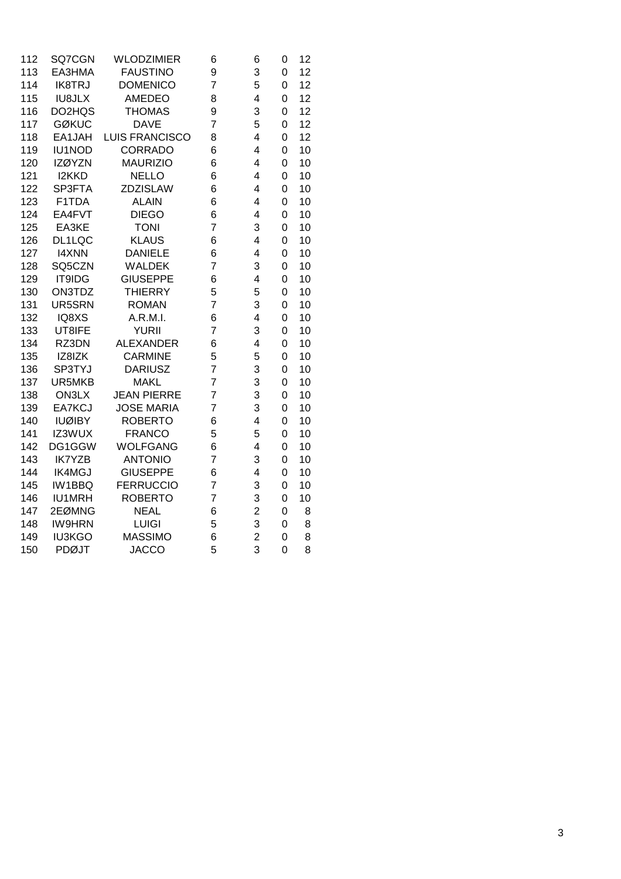| | | | | | | |
|---|---|---|---|---|---|---|
| 112 | SQ7CGN | WLODZIMIER | 6 | 6 | 0 | 12 |
| 113 | EA3HMA | FAUSTINO | 9 | 3 | 0 | 12 |
| 114 | IK8TRJ | DOMENICO | 7 | 5 | 0 | 12 |
| 115 | IU8JLX | AMEDEO | 8 | 4 | 0 | 12 |
| 116 | DO2HQS | THOMAS | 9 | 3 | 0 | 12 |
| 117 | GØKUC | DAVE | 7 | 5 | 0 | 12 |
| 118 | EA1JAH | LUIS FRANCISCO | 8 | 4 | 0 | 12 |
| 119 | IU1NOD | CORRADO | 6 | 4 | 0 | 10 |
| 120 | IZØYZN | MAURIZIO | 6 | 4 | 0 | 10 |
| 121 | I2KKD | NELLO | 6 | 4 | 0 | 10 |
| 122 | SP3FTA | ZDZISLAW | 6 | 4 | 0 | 10 |
| 123 | F1TDA | ALAIN | 6 | 4 | 0 | 10 |
| 124 | EA4FVT | DIEGO | 6 | 4 | 0 | 10 |
| 125 | EA3KE | TONI | 7 | 3 | 0 | 10 |
| 126 | DL1LQC | KLAUS | 6 | 4 | 0 | 10 |
| 127 | I4XNN | DANIELE | 6 | 4 | 0 | 10 |
| 128 | SQ5CZN | WALDEK | 7 | 3 | 0 | 10 |
| 129 | IT9IDG | GIUSEPPE | 6 | 4 | 0 | 10 |
| 130 | ON3TDZ | THIERRY | 5 | 5 | 0 | 10 |
| 131 | UR5SRN | ROMAN | 7 | 3 | 0 | 10 |
| 132 | IQ8XS | A.R.M.I. | 6 | 4 | 0 | 10 |
| 133 | UT8IFE | YURII | 7 | 3 | 0 | 10 |
| 134 | RZ3DN | ALEXANDER | 6 | 4 | 0 | 10 |
| 135 | IZ8IZK | CARMINE | 5 | 5 | 0 | 10 |
| 136 | SP3TYJ | DARIUSZ | 7 | 3 | 0 | 10 |
| 137 | UR5MKB | MAKL | 7 | 3 | 0 | 10 |
| 138 | ON3LX | JEAN PIERRE | 7 | 3 | 0 | 10 |
| 139 | EA7KCJ | JOSE MARIA | 7 | 3 | 0 | 10 |
| 140 | IUØIBY | ROBERTO | 6 | 4 | 0 | 10 |
| 141 | IZ3WUX | FRANCO | 5 | 5 | 0 | 10 |
| 142 | DG1GGW | WOLFGANG | 6 | 4 | 0 | 10 |
| 143 | IK7YZB | ANTONIO | 7 | 3 | 0 | 10 |
| 144 | IK4MGJ | GIUSEPPE | 6 | 4 | 0 | 10 |
| 145 | IW1BBQ | FERRUCCIO | 7 | 3 | 0 | 10 |
| 146 | IU1MRH | ROBERTO | 7 | 3 | 0 | 10 |
| 147 | 2EØMNG | NEAL | 6 | 2 | 0 | 8 |
| 148 | IW9HRN | LUIGI | 5 | 3 | 0 | 8 |
| 149 | IU3KGO | MASSIMO | 6 | 2 | 0 | 8 |
| 150 | PDØJT | JACCO | 5 | 3 | 0 | 8 |